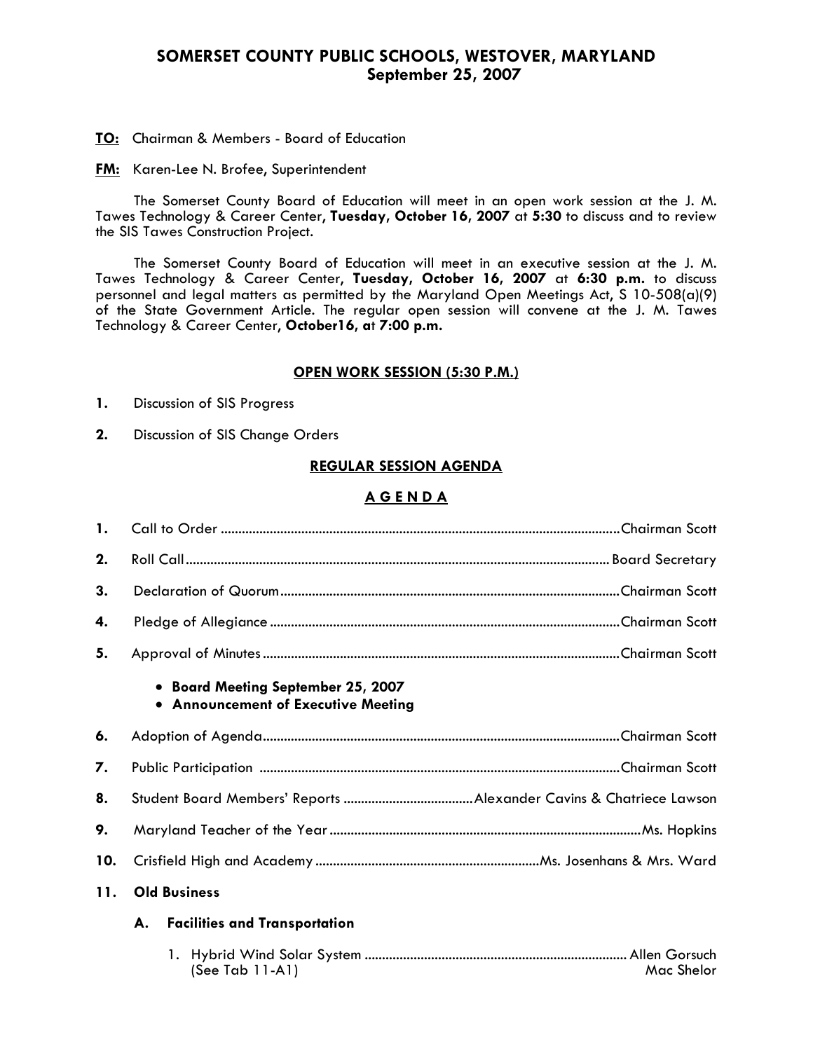# SOMERSET COUNTY PUBLIC SCHOOLS, WESTOVER, MARYLAND
## September 25, 2007

**TO:** Chairman & Members - Board of Education

**FM:** Karen-Lee N. Brofee, Superintendent

The Somerset County Board of Education will meet in an open work session at the J. M. Tawes Technology & Career Center, **Tuesday, October 16, 2007** at **5:30** to discuss and to review the SIS Tawes Construction Project.

The Somerset County Board of Education will meet in an executive session at the J. M. Tawes Technology & Career Center, **Tuesday, October 16, 2007** at **6:30 p.m.** to discuss personnel and legal matters as permitted by the Maryland Open Meetings Act, S 10-508(a)(9) of the State Government Article. The regular open session will convene at the J. M. Tawes Technology & Career Center, **October16, at 7:00 p.m.**

### OPEN WORK SESSION (5:30 P.M.)

1. Discussion of SIS Progress
2. Discussion of SIS Change Orders

### REGULAR SESSION AGENDA

### A G E N D A

1. Call to Order .......... Chairman Scott
2. Roll Call .......... Board Secretary
3. Declaration of Quorum .......... Chairman Scott
4. Pledge of Allegiance .......... Chairman Scott
5. Approval of Minutes .......... Chairman Scott
   - **Board Meeting September 25, 2007**
   - **Announcement of Executive Meeting**
6. Adoption of Agenda .......... Chairman Scott
7. Public Participation .......... Chairman Scott
8. Student Board Members' Reports .......... Alexander Cavins & Chatriece Lawson
9. Maryland Teacher of the Year .......... Ms. Hopkins
10. Crisfield High and Academy .......... Ms. Josenhans & Mrs. Ward
11. **Old Business**

    **A. Facilities and Transportation**

    1. Hybrid Wind Solar System .......... Allen Gorsuch
       (See Tab 11-A1) Mac Shelor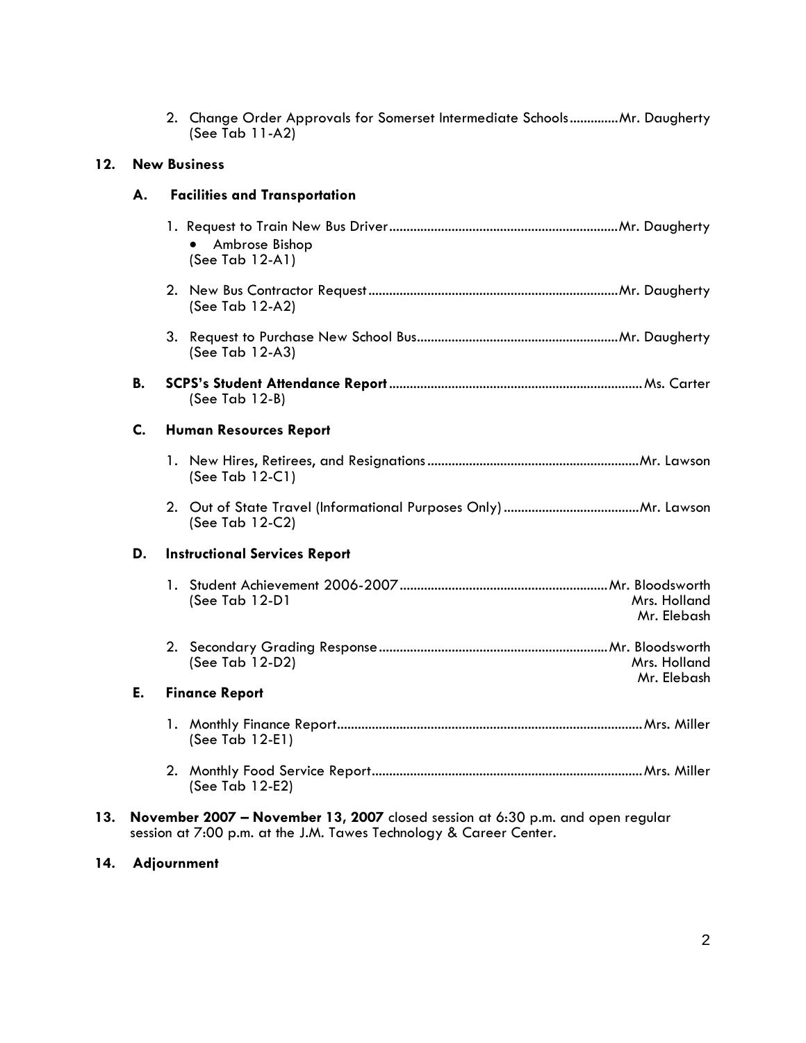2. Change Order Approvals for Somerset Intermediate Schools.............Mr. Daugherty
(See Tab 11-A2)

**12. New Business**

**A. Facilities and Transportation**

1. Request to Train New Bus Driver.................................................................Mr. Daugherty
   - Ambrose Bishop

   (See Tab 12-A1)

2. New Bus Contractor Request.......................................................................Mr. Daugherty
   (See Tab 12-A2)

3. Request to Purchase New School Bus..........................................................Mr. Daugherty
   (See Tab 12-A3)

**B. SCPS's Student Attendance Report**........................................................................Ms. Carter
(See Tab 12-B)

**C. Human Resources Report**

1. New Hires, Retirees, and Resignations............................................................Mr. Lawson
   (See Tab 12-C1)

2. Out of State Travel (Informational Purposes Only).......................................Mr. Lawson
   (See Tab 12-C2)

**D. Instructional Services Report**

1. Student Achievement 2006-2007...........................................................Mr. Bloodsworth
   (See Tab 12-D1
   Mrs. Holland
   Mr. Elebash

2. Secondary Grading Response.................................................................Mr. Bloodsworth
   (See Tab 12-D2)
   Mrs. Holland
   Mr. Elebash

**E. Finance Report**

1. Monthly Finance Report.......................................................................................Mrs. Miller
   (See Tab 12-E1)

2. Monthly Food Service Report.............................................................................Mrs. Miller
   (See Tab 12-E2)

**13. November 2007 – November 13, 2007** closed session at 6:30 p.m. and open regular session at 7:00 p.m. at the J.M. Tawes Technology & Career Center.

**14. Adjournment**